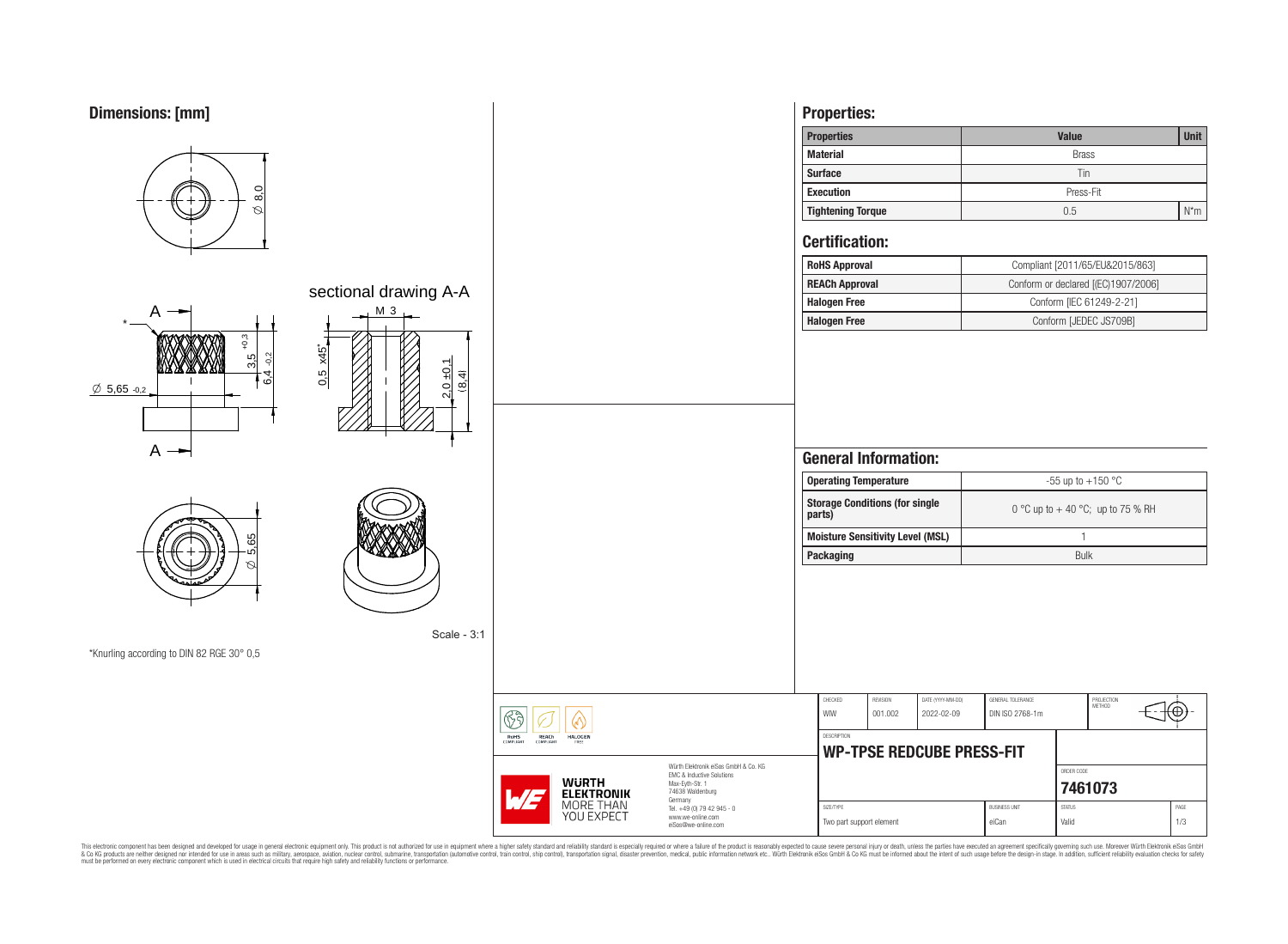## Dimensions: [mm]

sectional drawing A-A

M 3

Ø 8,0

0,5 x45°

3,5 +0,3

6,4 -0,2

Ø 5,65 -0,2

2,0 ±0,1

(8,4)

Ø 5,65

A

A

*

Scale - 3:1

*Knurling according to DIN 82 RGE 30° 0,5

## Properties:

| Properties | Value | Unit |
|---|---|---|
| Material | Brass | |
| Surface | Tin | |
| Execution | Press-Fit | |
| Tightening Torque | 0.5 | N*m |

## Certification:

| | |
|---|---|
| RoHS Approval | Compliant [2011/65/EU&2015/863] |
| REACh Approval | Conform or declared [(EC)1907/2006] |
| Halogen Free | Conform [IEC 61249-2-21] |
| Halogen Free | Conform [JEDEC JS709B] |

## General Information:

| | |
|---|---|
| Operating Temperature | -55 up to +150 °C |
| Storage Conditions (for single parts) | 0 °C up to + 40 °C; up to 75 % RH |
| Moisture Sensitivity Level (MSL) | 1 |
| Packaging | Bulk |

| CHECKED | REVISION | DATE (YYYY-MM-DD) | GENERAL TOLERANCE | PROJECTION METHOD |
|---|---|---|---|---|
| WIW | 001.002 | 2022-02-09 | DIN ISO 2768-1m | |

DESCRIPTION

**WP-TPSE REDCUBE PRESS-FIT**

ORDER CODE: **7461073**

| SIZE/TYPE | BUSINESS UNIT | STATUS | PAGE |
|---|---|---|---|
| Two part support element | eiCan | Valid | 1/3 |

RoHS COMPLIANT · REACh COMPLIANT · HALOGEN FREE

WÜRTH ELEKTRONIK MORE THAN YOU EXPECT

Würth Elektronik eiSos GmbH & Co. KG
EMC & Inductive Solutions
Max-Eyth-Str. 1
74638 Waldenburg
Germany
Tel. +49 (0) 79 42 945 - 0
www.we-online.com
eiSos@we-online.com

This electronic component has been designed and developed for usage in general electronic equipment only. This product is not authorized for use in equipment where a higher safety standard and reliability standard is especially required or where a failure of the product is reasonably expected to cause severe personal injury or death, unless the parties have executed an agreement specifically governing such use. Moreover Würth Elektronik eiSos GmbH & Co KG products are neither designed nor intended for use in areas such as military, aerospace, aviation, nuclear control, submarine, transportation (automotive control, train control, ship control), transportation signal, disaster prevention, medical, public information network etc.. Würth Elektronik eiSos GmbH & Co KG must be informed about the intent of such usage before the design-in stage. In addition, sufficient reliability evaluation checks for safety must be performed on every electronic component which is used in electrical circuits that require high safety and reliability functions or performance.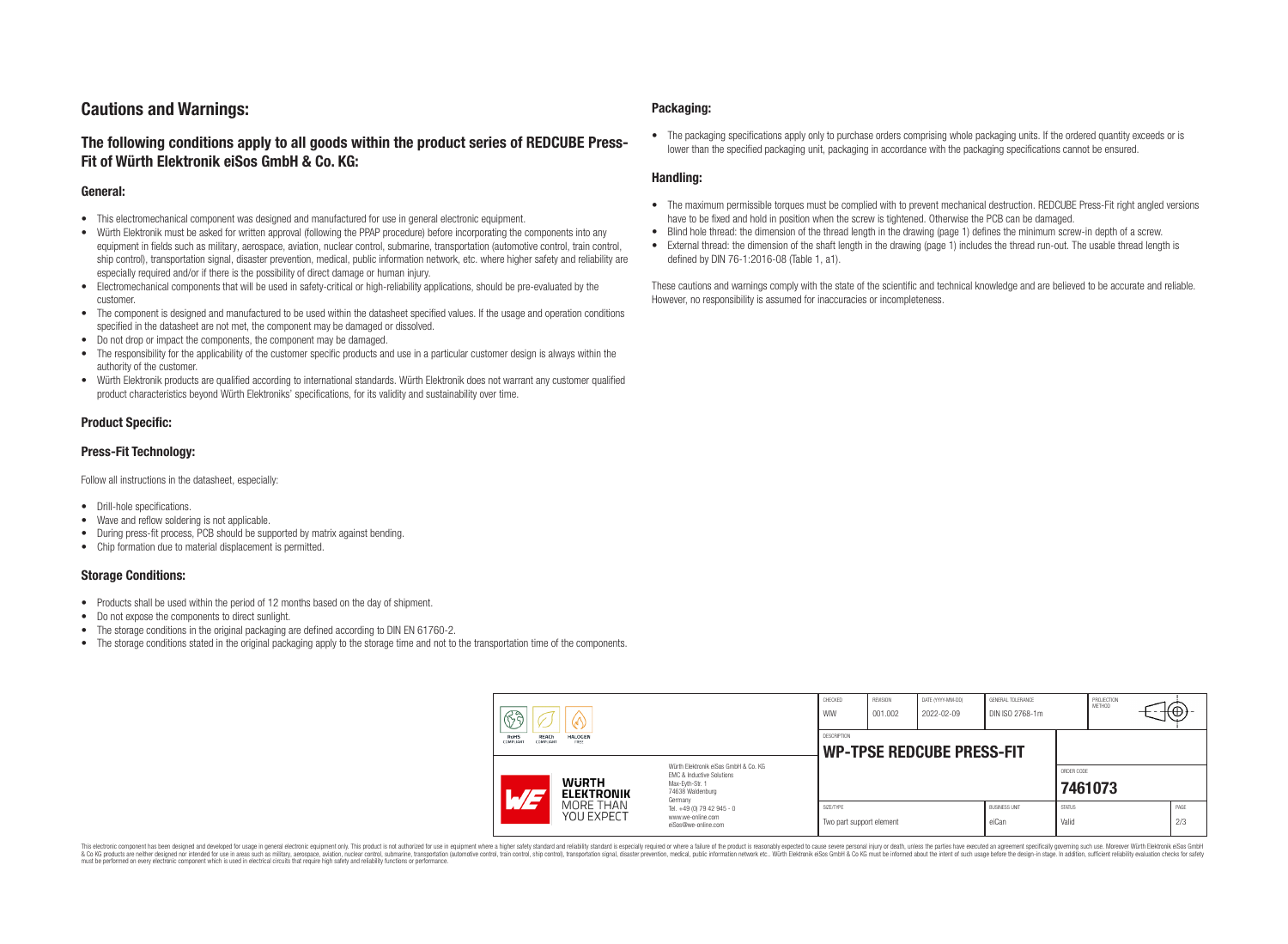# Cautions and Warnings:

## The following conditions apply to all goods within the product series of REDCUBE Press-Fit of Würth Elektronik eiSos GmbH & Co. KG:

### General:

- This electromechanical component was designed and manufactured for use in general electronic equipment.
- Würth Elektronik must be asked for written approval (following the PPAP procedure) before incorporating the components into any equipment in fields such as military, aerospace, aviation, nuclear control, submarine, transportation (automotive control, train control, ship control), transportation signal, disaster prevention, medical, public information network, etc. where higher safety and reliability are especially required and/or if there is the possibility of direct damage or human injury.
- Electromechanical components that will be used in safety-critical or high-reliability applications, should be pre-evaluated by the customer.
- The component is designed and manufactured to be used within the datasheet specified values. If the usage and operation conditions specified in the datasheet are not met, the component may be damaged or dissolved.
- Do not drop or impact the components, the component may be damaged.
- The responsibility for the applicability of the customer specific products and use in a particular customer design is always within the authority of the customer.
- Würth Elektronik products are qualified according to international standards. Würth Elektronik does not warrant any customer qualified product characteristics beyond Würth Elektroniks' specifications, for its validity and sustainability over time.

### Product Specific:

### Press-Fit Technology:

Follow all instructions in the datasheet, especially:

- Drill-hole specifications.
- Wave and reflow soldering is not applicable.
- During press-fit process, PCB should be supported by matrix against bending.
- Chip formation due to material displacement is permitted.

### Storage Conditions:

- Products shall be used within the period of 12 months based on the day of shipment.
- Do not expose the components to direct sunlight.
- The storage conditions in the original packaging are defined according to DIN EN 61760-2.
- The storage conditions stated in the original packaging apply to the storage time and not to the transportation time of the components.

### Packaging:

- The packaging specifications apply only to purchase orders comprising whole packaging units. If the ordered quantity exceeds or is lower than the specified packaging unit, packaging in accordance with the packaging specifications cannot be ensured.

### Handling:

- The maximum permissible torques must be complied with to prevent mechanical destruction. REDCUBE Press-Fit right angled versions have to be fixed and hold in position when the screw is tightened. Otherwise the PCB can be damaged.
- Blind hole thread: the dimension of the thread length in the drawing (page 1) defines the minimum screw-in depth of a screw.
- External thread: the dimension of the shaft length in the drawing (page 1) includes the thread run-out. The usable thread length is defined by DIN 76-1:2016-08 (Table 1, a1).

These cautions and warnings comply with the state of the scientific and technical knowledge and are believed to be accurate and reliable. However, no responsibility is assumed for inaccuracies or incompleteness.

| CHECKED | REVISION | DATE (YYYY-MM-DD) | GENERAL TOLERANCE | PROJECTION METHOD |
|---|---|---|---|---|
| WIW | 001.002 | 2022-02-09 | DIN ISO 2768-1m | |

| DESCRIPTION | ORDER CODE |
|---|---|
| **WP-TPSE REDCUBE PRESS-FIT** | **7461073** |

| SIZE/TYPE | BUSINESS UNIT | STATUS | PAGE |
|---|---|---|---|
| Two part support element | eiCan | Valid | 2/3 |

Würth Elektronik eiSos GmbH & Co. KG
EMC & Inductive Solutions
Max-Eyth-Str. 1
74638 Waldenburg
Germany
Tel. +49 (0) 79 42 945 - 0
www.we-online.com
eiSos@we-online.com

This electronic component has been designed and developed for usage in general electronic equipment only. This product is not authorized for use in equipment where a higher safety standard and reliability standard is especially required or where a failure of the product is reasonably expected to cause severe personal injury or death, unless the parties have executed an agreement specifically governing such use. Moreover Würth Elektronik eiSos GmbH & Co KG products are neither designed nor intended for use in areas such as military, aerospace, aviation, nuclear control, submarine, transportation (automotive control, train control, ship control), transportation signal, disaster prevention, medical, public information network etc.. Würth Elektronik eiSos GmbH & Co KG must be informed about the intent of such usage before the design-in stage. In addition, sufficient reliability evaluation checks for safety must be performed on every electronic component which is used in electrical circuits that require high safety and reliability functions or performance.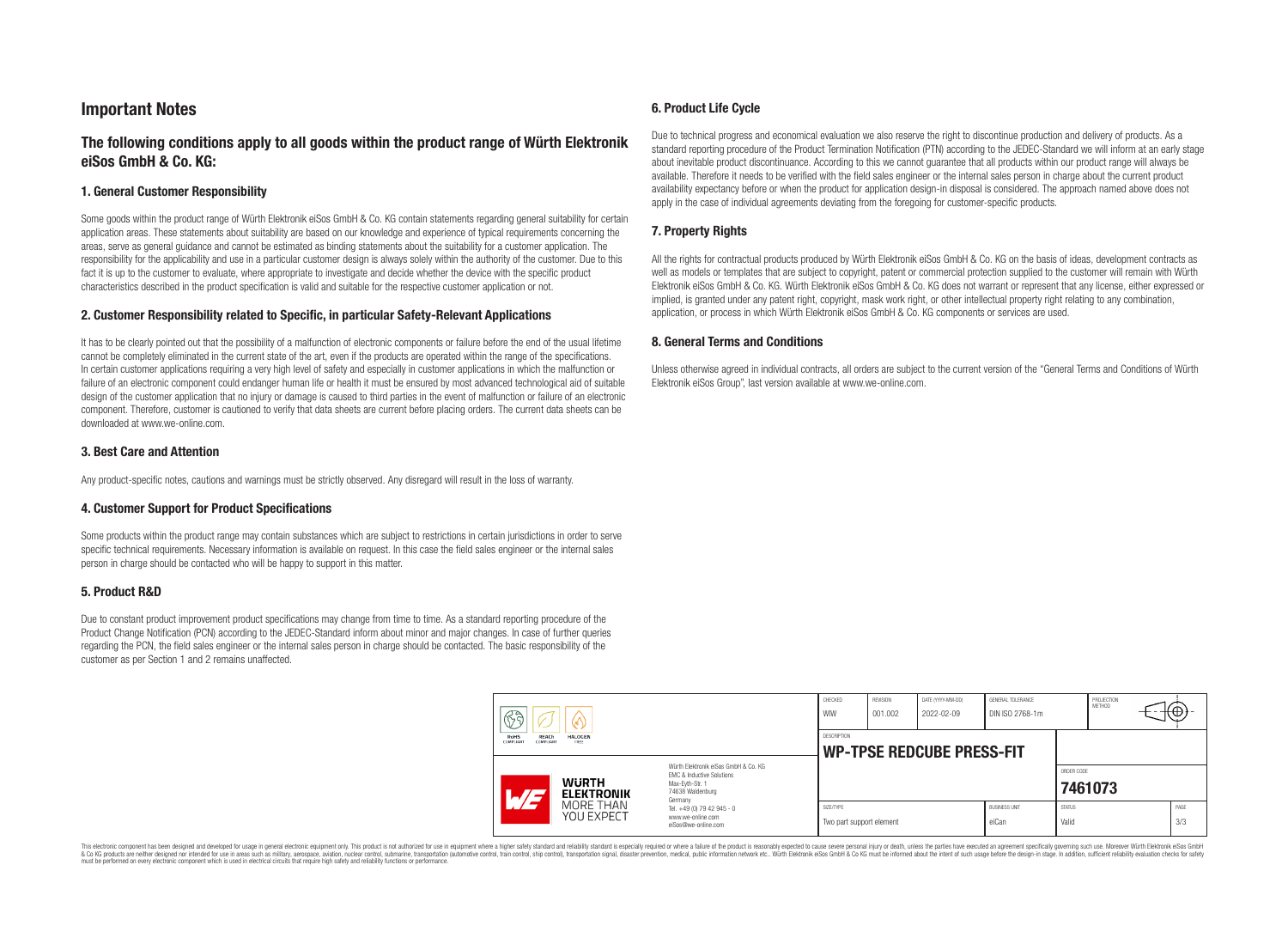# Important Notes

## The following conditions apply to all goods within the product range of Würth Elektronik eiSos GmbH & Co. KG:

### 1. General Customer Responsibility

Some goods within the product range of Würth Elektronik eiSos GmbH & Co. KG contain statements regarding general suitability for certain application areas. These statements about suitability are based on our knowledge and experience of typical requirements concerning the areas, serve as general guidance and cannot be estimated as binding statements about the suitability for a customer application. The responsibility for the applicability and use in a particular customer design is always solely within the authority of the customer. Due to this fact it is up to the customer to evaluate, where appropriate to investigate and decide whether the device with the specific product characteristics described in the product specification is valid and suitable for the respective customer application or not.

### 2. Customer Responsibility related to Specific, in particular Safety-Relevant Applications

It has to be clearly pointed out that the possibility of a malfunction of electronic components or failure before the end of the usual lifetime cannot be completely eliminated in the current state of the art, even if the products are operated within the range of the specifications. In certain customer applications requiring a very high level of safety and especially in customer applications in which the malfunction or failure of an electronic component could endanger human life or health it must be ensured by most advanced technological aid of suitable design of the customer application that no injury or damage is caused to third parties in the event of malfunction or failure of an electronic component. Therefore, customer is cautioned to verify that data sheets are current before placing orders. The current data sheets can be downloaded at www.we-online.com.

### 3. Best Care and Attention

Any product-specific notes, cautions and warnings must be strictly observed. Any disregard will result in the loss of warranty.

### 4. Customer Support for Product Specifications

Some products within the product range may contain substances which are subject to restrictions in certain jurisdictions in order to serve specific technical requirements. Necessary information is available on request. In this case the field sales engineer or the internal sales person in charge should be contacted who will be happy to support in this matter.

### 5. Product R&D

Due to constant product improvement product specifications may change from time to time. As a standard reporting procedure of the Product Change Notification (PCN) according to the JEDEC-Standard inform about minor and major changes. In case of further queries regarding the PCN, the field sales engineer or the internal sales person in charge should be contacted. The basic responsibility of the customer as per Section 1 and 2 remains unaffected.

### 6. Product Life Cycle

Due to technical progress and economical evaluation we also reserve the right to discontinue production and delivery of products. As a standard reporting procedure of the Product Termination Notification (PTN) according to the JEDEC-Standard we will inform at an early stage about inevitable product discontinuance. According to this we cannot guarantee that all products within our product range will always be available. Therefore it needs to be verified with the field sales engineer or the internal sales person in charge about the current product availability expectancy before or when the product for application design-in disposal is considered. The approach named above does not apply in the case of individual agreements deviating from the foregoing for customer-specific products.

### 7. Property Rights

All the rights for contractual products produced by Würth Elektronik eiSos GmbH & Co. KG on the basis of ideas, development contracts as well as models or templates that are subject to copyright, patent or commercial protection supplied to the customer will remain with Würth Elektronik eiSos GmbH & Co. KG. Würth Elektronik eiSos GmbH & Co. KG does not warrant or represent that any license, either expressed or implied, is granted under any patent right, copyright, mask work right, or other intellectual property right relating to any combination, application, or process in which Würth Elektronik eiSos GmbH & Co. KG components or services are used.

### 8. General Terms and Conditions

Unless otherwise agreed in individual contracts, all orders are subject to the current version of the "General Terms and Conditions of Würth Elektronik eiSos Group", last version available at www.we-online.com.

| | | | | | | | |
|---|---|---|---|---|---|---|---|
| RoHS COMPLIANT / REACh COMPLIANT / HALOGEN FREE | CHECKED: WIW | REVISION: 001.002 | DATE (YYYY-MM-DD): 2022-02-09 | GENERAL TOLERANCE: DIN ISO 2768-1m | | PROJECTION METHOD | |
| | DESCRIPTION: **WP-TPSE REDCUBE PRESS-FIT** | | | | | | |
| WÜRTH ELEKTRONIK MORE THAN YOU EXPECT — Würth Elektronik eiSos GmbH & Co. KG, EMC & Inductive Solutions, Max-Eyth-Str. 1, 74638 Waldenburg, Germany, Tel. +49 (0) 79 42 945 - 0, www.we-online.com, eiSos@we-online.com | | | | | ORDER CODE: **7461073** | | |
| | SIZE/TYPE: Two part support element | | | BUSINESS UNIT: eiCan | STATUS: Valid | | PAGE: 3/3 |

This electronic component has been designed and developed for usage in general electronic equipment only. This product is not authorized for use in equipment where a higher safety standard and reliability standard is especially required or where a failure of the product is reasonably expected to cause severe personal injury or death, unless the parties have executed an agreement specifically governing such use. Moreover Würth Elektronik eiSos GmbH & Co KG products are neither designed nor intended for use in areas such as military, aerospace, aviation, nuclear control, submarine, transportation (automotive control, train control, ship control), transportation signal, disaster prevention, medical, public information network etc.. Würth Elektronik eiSos GmbH & Co KG must be informed about the intent of such usage before the design-in stage. In addition, sufficient reliability evaluation checks for safety must be performed on every electronic component which is used in electrical circuits that require high safety and reliability functions or performance.